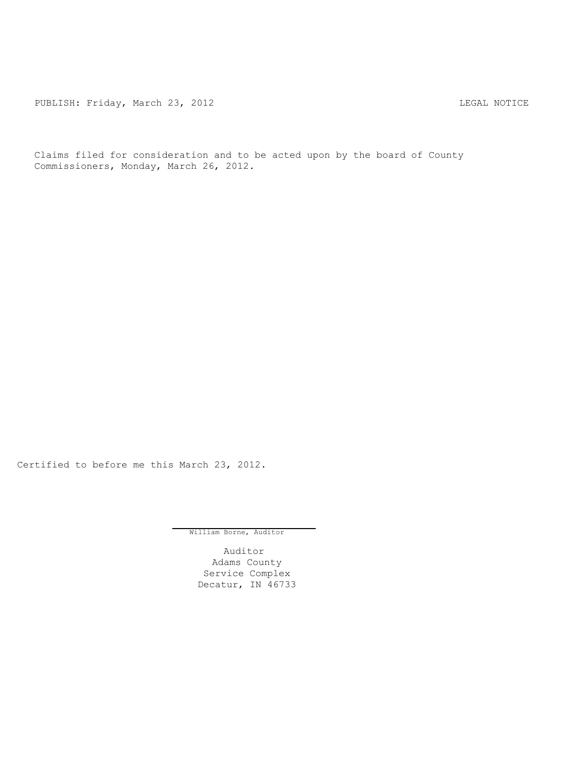PUBLISH: Friday, March 23, 2012 LEGAL NOTICE

Claims filed for consideration and to be acted upon by the board of County Commissioners, Monday, March 26, 2012.

Certified to before me this March 23, 2012.

William Borne, Auditor

Auditor
Adams County
Service Complex
Decatur, IN 46733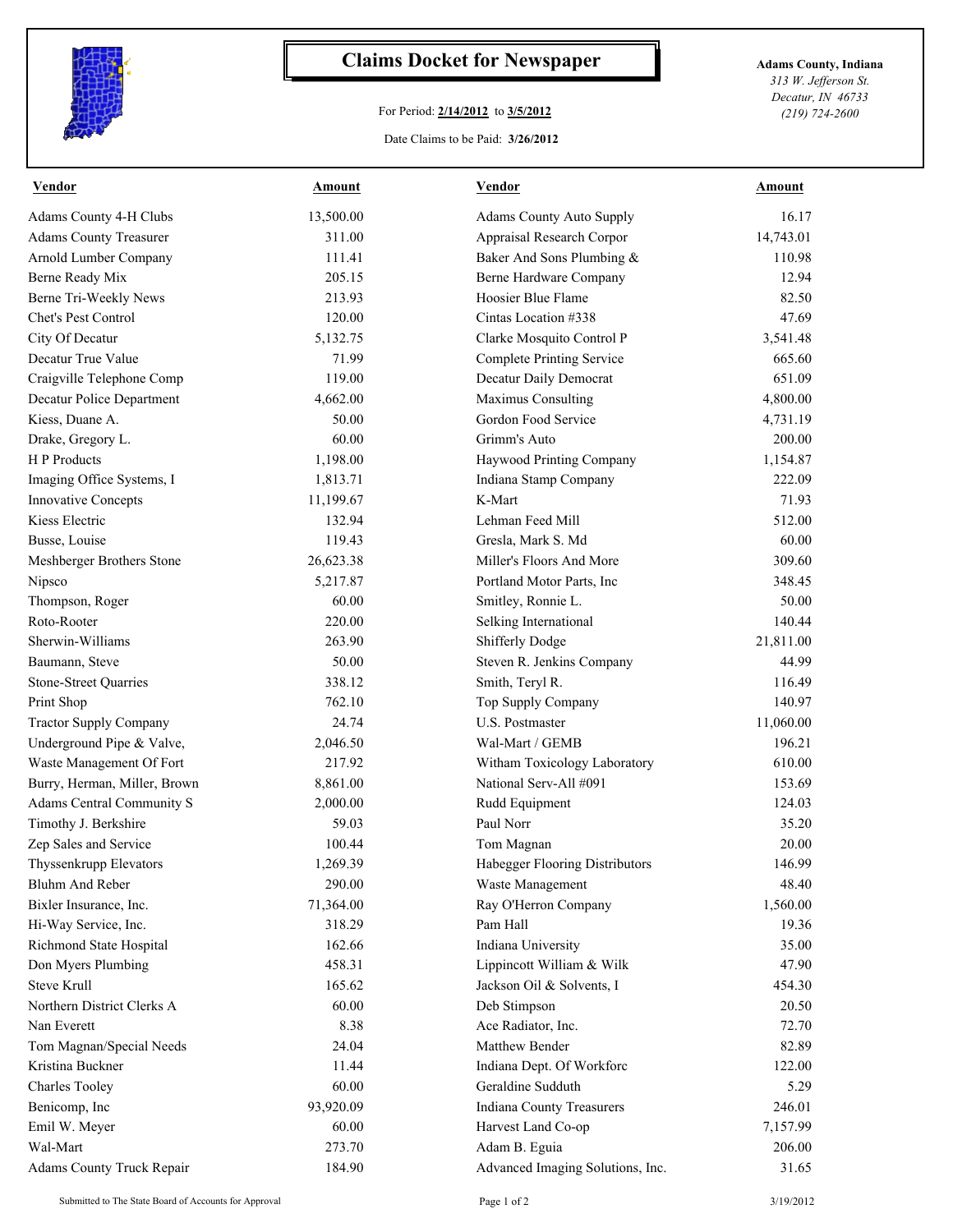# Claims Docket for Newspaper

For Period: **2/14/2012** to **3/5/2012**

Date Claims to be Paid: **3/26/2012**

**Adams County, Indiana**
*313 W. Jefferson St.*
*Decatur, IN 46733*
*(219) 724-2600*

| Vendor | Amount | Vendor | Amount |
|---|---|---|---|
| Adams County 4-H Clubs | 13,500.00 | Adams County Auto Supply | 16.17 |
| Adams County Treasurer | 311.00 | Appraisal Research Corpor | 14,743.01 |
| Arnold Lumber Company | 111.41 | Baker And Sons Plumbing & | 110.98 |
| Berne Ready Mix | 205.15 | Berne Hardware Company | 12.94 |
| Berne Tri-Weekly News | 213.93 | Hoosier Blue Flame | 82.50 |
| Chet's Pest Control | 120.00 | Cintas Location #338 | 47.69 |
| City Of Decatur | 5,132.75 | Clarke Mosquito Control P | 3,541.48 |
| Decatur True Value | 71.99 | Complete Printing Service | 665.60 |
| Craigville Telephone Comp | 119.00 | Decatur Daily Democrat | 651.09 |
| Decatur Police Department | 4,662.00 | Maximus Consulting | 4,800.00 |
| Kiess, Duane A. | 50.00 | Gordon Food Service | 4,731.19 |
| Drake, Gregory L. | 60.00 | Grimm's Auto | 200.00 |
| H P Products | 1,198.00 | Haywood Printing Company | 1,154.87 |
| Imaging Office Systems, I | 1,813.71 | Indiana Stamp Company | 222.09 |
| Innovative Concepts | 11,199.67 | K-Mart | 71.93 |
| Kiess Electric | 132.94 | Lehman Feed Mill | 512.00 |
| Busse, Louise | 119.43 | Gresla, Mark S. Md | 60.00 |
| Meshberger Brothers Stone | 26,623.38 | Miller's Floors And More | 309.60 |
| Nipsco | 5,217.87 | Portland Motor Parts, Inc | 348.45 |
| Thompson, Roger | 60.00 | Smitley, Ronnie L. | 50.00 |
| Roto-Rooter | 220.00 | Selking International | 140.44 |
| Sherwin-Williams | 263.90 | Shifferly Dodge | 21,811.00 |
| Baumann, Steve | 50.00 | Steven R. Jenkins Company | 44.99 |
| Stone-Street Quarries | 338.12 | Smith, Teryl R. | 116.49 |
| Print Shop | 762.10 | Top Supply Company | 140.97 |
| Tractor Supply Company | 24.74 | U.S. Postmaster | 11,060.00 |
| Underground Pipe & Valve, | 2,046.50 | Wal-Mart / GEMB | 196.21 |
| Waste Management Of Fort | 217.92 | Witham Toxicology Laboratory | 610.00 |
| Burry, Herman, Miller, Brown | 8,861.00 | National Serv-All #091 | 153.69 |
| Adams Central Community S | 2,000.00 | Rudd Equipment | 124.03 |
| Timothy J. Berkshire | 59.03 | Paul Norr | 35.20 |
| Zep Sales and Service | 100.44 | Tom Magnan | 20.00 |
| Thyssenkrupp Elevators | 1,269.39 | Habegger Flooring Distributors | 146.99 |
| Bluhm And Reber | 290.00 | Waste Management | 48.40 |
| Bixler Insurance, Inc. | 71,364.00 | Ray O'Herron Company | 1,560.00 |
| Hi-Way Service, Inc. | 318.29 | Pam Hall | 19.36 |
| Richmond State Hospital | 162.66 | Indiana University | 35.00 |
| Don Myers Plumbing | 458.31 | Lippincott William & Wilk | 47.90 |
| Steve Krull | 165.62 | Jackson Oil & Solvents, I | 454.30 |
| Northern District Clerks A | 60.00 | Deb Stimpson | 20.50 |
| Nan Everett | 8.38 | Ace Radiator, Inc. | 72.70 |
| Tom Magnan/Special Needs | 24.04 | Matthew Bender | 82.89 |
| Kristina Buckner | 11.44 | Indiana Dept. Of Workforc | 122.00 |
| Charles Tooley | 60.00 | Geraldine Sudduth | 5.29 |
| Benicomp, Inc | 93,920.09 | Indiana County Treasurers | 246.01 |
| Emil W. Meyer | 60.00 | Harvest Land Co-op | 7,157.99 |
| Wal-Mart | 273.70 | Adam B. Eguia | 206.00 |
| Adams County Truck Repair | 184.90 | Advanced Imaging Solutions, Inc. | 31.65 |

Submitted to The State Board of Accounts for Approval — 3/19/2012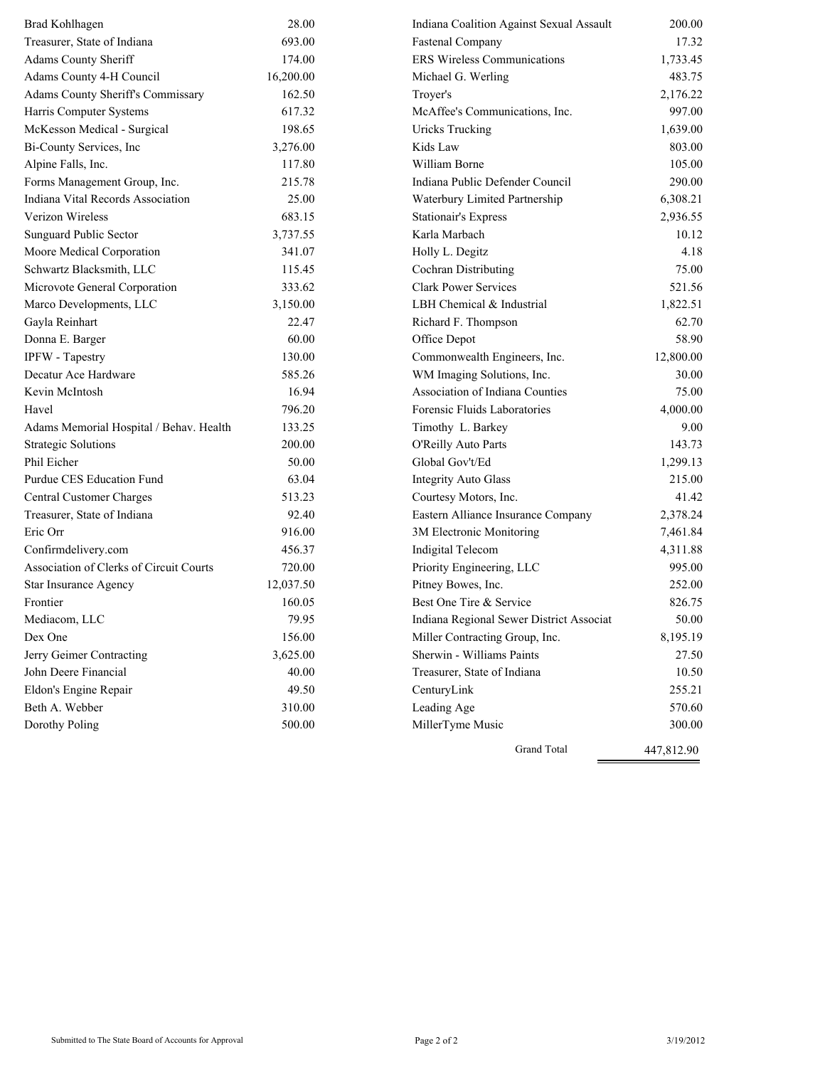| | |
|---|---|
| Brad Kohlhagen | 28.00 |
| Treasurer, State of Indiana | 693.00 |
| Adams County Sheriff | 174.00 |
| Adams County 4-H Council | 16,200.00 |
| Adams County Sheriff's Commissary | 162.50 |
| Harris Computer Systems | 617.32 |
| McKesson Medical - Surgical | 198.65 |
| Bi-County Services, Inc | 3,276.00 |
| Alpine Falls, Inc. | 117.80 |
| Forms Management Group, Inc. | 215.78 |
| Indiana Vital Records Association | 25.00 |
| Verizon Wireless | 683.15 |
| Sunguard Public Sector | 3,737.55 |
| Moore Medical Corporation | 341.07 |
| Schwartz Blacksmith, LLC | 115.45 |
| Microvote General Corporation | 333.62 |
| Marco Developments, LLC | 3,150.00 |
| Gayla Reinhart | 22.47 |
| Donna E. Barger | 60.00 |
| IPFW - Tapestry | 130.00 |
| Decatur Ace Hardware | 585.26 |
| Kevin McIntosh | 16.94 |
| Havel | 796.20 |
| Adams Memorial Hospital / Behav. Health | 133.25 |
| Strategic Solutions | 200.00 |
| Phil Eicher | 50.00 |
| Purdue CES Education Fund | 63.04 |
| Central Customer Charges | 513.23 |
| Treasurer, State of Indiana | 92.40 |
| Eric Orr | 916.00 |
| Confirmdelivery.com | 456.37 |
| Association of Clerks of Circuit Courts | 720.00 |
| Star Insurance Agency | 12,037.50 |
| Frontier | 160.05 |
| Mediacom, LLC | 79.95 |
| Dex One | 156.00 |
| Jerry Geimer Contracting | 3,625.00 |
| John Deere Financial | 40.00 |
| Eldon's Engine Repair | 49.50 |
| Beth A. Webber | 310.00 |
| Dorothy Poling | 500.00 |
| Indiana Coalition Against Sexual Assault | 200.00 |
| Fastenal Company | 17.32 |
| ERS Wireless Communications | 1,733.45 |
| Michael G. Werling | 483.75 |
| Troyer's | 2,176.22 |
| McAffee's Communications, Inc. | 997.00 |
| Uricks Trucking | 1,639.00 |
| Kids Law | 803.00 |
| William Borne | 105.00 |
| Indiana Public Defender Council | 290.00 |
| Waterbury Limited Partnership | 6,308.21 |
| Stationair's Express | 2,936.55 |
| Karla Marbach | 10.12 |
| Holly L. Degitz | 4.18 |
| Cochran Distributing | 75.00 |
| Clark Power Services | 521.56 |
| LBH Chemical & Industrial | 1,822.51 |
| Richard F. Thompson | 62.70 |
| Office Depot | 58.90 |
| Commonwealth Engineers, Inc. | 12,800.00 |
| WM Imaging Solutions, Inc. | 30.00 |
| Association of Indiana Counties | 75.00 |
| Forensic Fluids Laboratories | 4,000.00 |
| Timothy L. Barkey | 9.00 |
| O'Reilly Auto Parts | 143.73 |
| Global Gov't/Ed | 1,299.13 |
| Integrity Auto Glass | 215.00 |
| Courtesy Motors, Inc. | 41.42 |
| Eastern Alliance Insurance Company | 2,378.24 |
| 3M Electronic Monitoring | 7,461.84 |
| Indigital Telecom | 4,311.88 |
| Priority Engineering, LLC | 995.00 |
| Pitney Bowes, Inc. | 252.00 |
| Best One Tire & Service | 826.75 |
| Indiana Regional Sewer District Associat | 50.00 |
| Miller Contracting Group, Inc. | 8,195.19 |
| Sherwin - Williams Paints | 27.50 |
| Treasurer, State of Indiana | 10.50 |
| CenturyLink | 255.21 |
| Leading Age | 570.60 |
| MillerTyme Music | 300.00 |
| Grand Total | 447,812.90 |

Submitted to The State Board of Accounts for Approval

3/19/2012